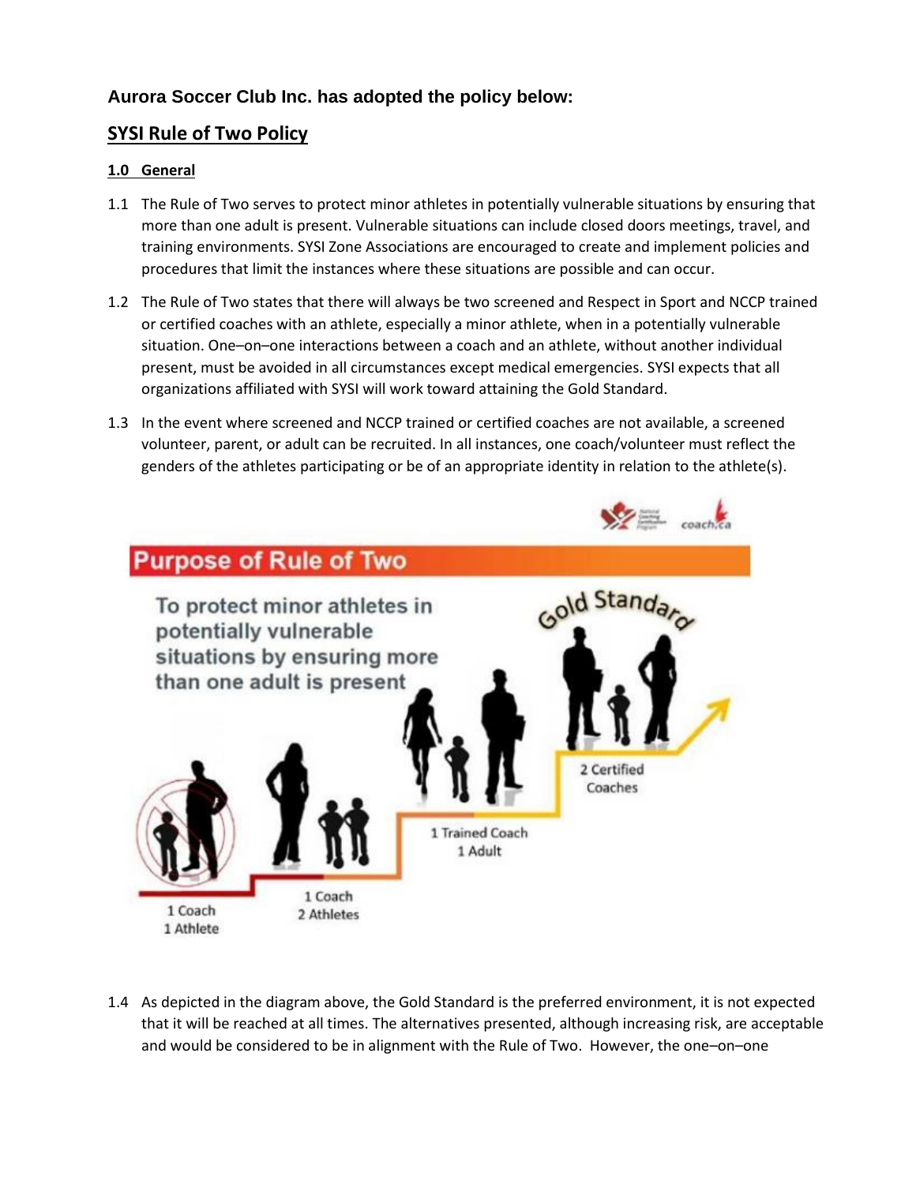### Aurora Soccer Club Inc. has adopted the policy below:

## SYSI Rule of Two Policy

### 1.0 General

1.1 The Rule of Two serves to protect minor athletes in potentially vulnerable situations by ensuring that more than one adult is present. Vulnerable situations can include closed doors meetings, travel, and training environments. SYSI Zone Associations are encouraged to create and implement policies and procedures that limit the instances where these situations are possible and can occur.

1.2 The Rule of Two states that there will always be two screened and Respect in Sport and NCCP trained or certified coaches with an athlete, especially a minor athlete, when in a potentially vulnerable situation. One–on–one interactions between a coach and an athlete, without another individual present, must be avoided in all circumstances except medical emergencies. SYSI expects that all organizations affiliated with SYSI will work toward attaining the Gold Standard.

1.3 In the event where screened and NCCP trained or certified coaches are not available, a screened volunteer, parent, or adult can be recruited. In all instances, one coach/volunteer must reflect the genders of the athletes participating or be of an appropriate identity in relation to the athlete(s).

**Purpose of Rule of Two**

To protect minor athletes in potentially vulnerable situations by ensuring more than one adult is present

- 1 Coach 1 Athlete
- 1 Coach 2 Athletes
- 1 Trained Coach 1 Adult
- 2 Certified Coaches (Gold Standard)

1.4 As depicted in the diagram above, the Gold Standard is the preferred environment, it is not expected that it will be reached at all times. The alternatives presented, although increasing risk, are acceptable and would be considered to be in alignment with the Rule of Two. However, the one–on–one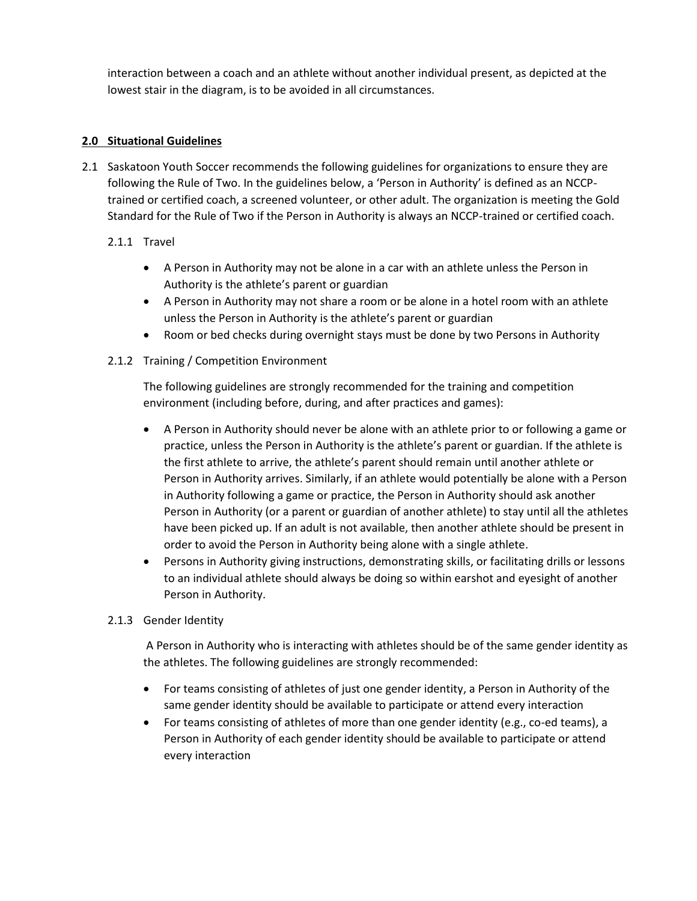interaction between a coach and an athlete without another individual present, as depicted at the lowest stair in the diagram, is to be avoided in all circumstances.

## 2.0 Situational Guidelines

2.1 Saskatoon Youth Soccer recommends the following guidelines for organizations to ensure they are following the Rule of Two. In the guidelines below, a 'Person in Authority' is defined as an NCCP-trained or certified coach, a screened volunteer, or other adult. The organization is meeting the Gold Standard for the Rule of Two if the Person in Authority is always an NCCP-trained or certified coach.

### 2.1.1 Travel

- A Person in Authority may not be alone in a car with an athlete unless the Person in Authority is the athlete's parent or guardian
- A Person in Authority may not share a room or be alone in a hotel room with an athlete unless the Person in Authority is the athlete's parent or guardian
- Room or bed checks during overnight stays must be done by two Persons in Authority

### 2.1.2 Training / Competition Environment

The following guidelines are strongly recommended for the training and competition environment (including before, during, and after practices and games):

- A Person in Authority should never be alone with an athlete prior to or following a game or practice, unless the Person in Authority is the athlete's parent or guardian. If the athlete is the first athlete to arrive, the athlete's parent should remain until another athlete or Person in Authority arrives. Similarly, if an athlete would potentially be alone with a Person in Authority following a game or practice, the Person in Authority should ask another Person in Authority (or a parent or guardian of another athlete) to stay until all the athletes have been picked up. If an adult is not available, then another athlete should be present in order to avoid the Person in Authority being alone with a single athlete.
- Persons in Authority giving instructions, demonstrating skills, or facilitating drills or lessons to an individual athlete should always be doing so within earshot and eyesight of another Person in Authority.

### 2.1.3 Gender Identity

A Person in Authority who is interacting with athletes should be of the same gender identity as the athletes. The following guidelines are strongly recommended:

- For teams consisting of athletes of just one gender identity, a Person in Authority of the same gender identity should be available to participate or attend every interaction
- For teams consisting of athletes of more than one gender identity (e.g., co-ed teams), a Person in Authority of each gender identity should be available to participate or attend every interaction